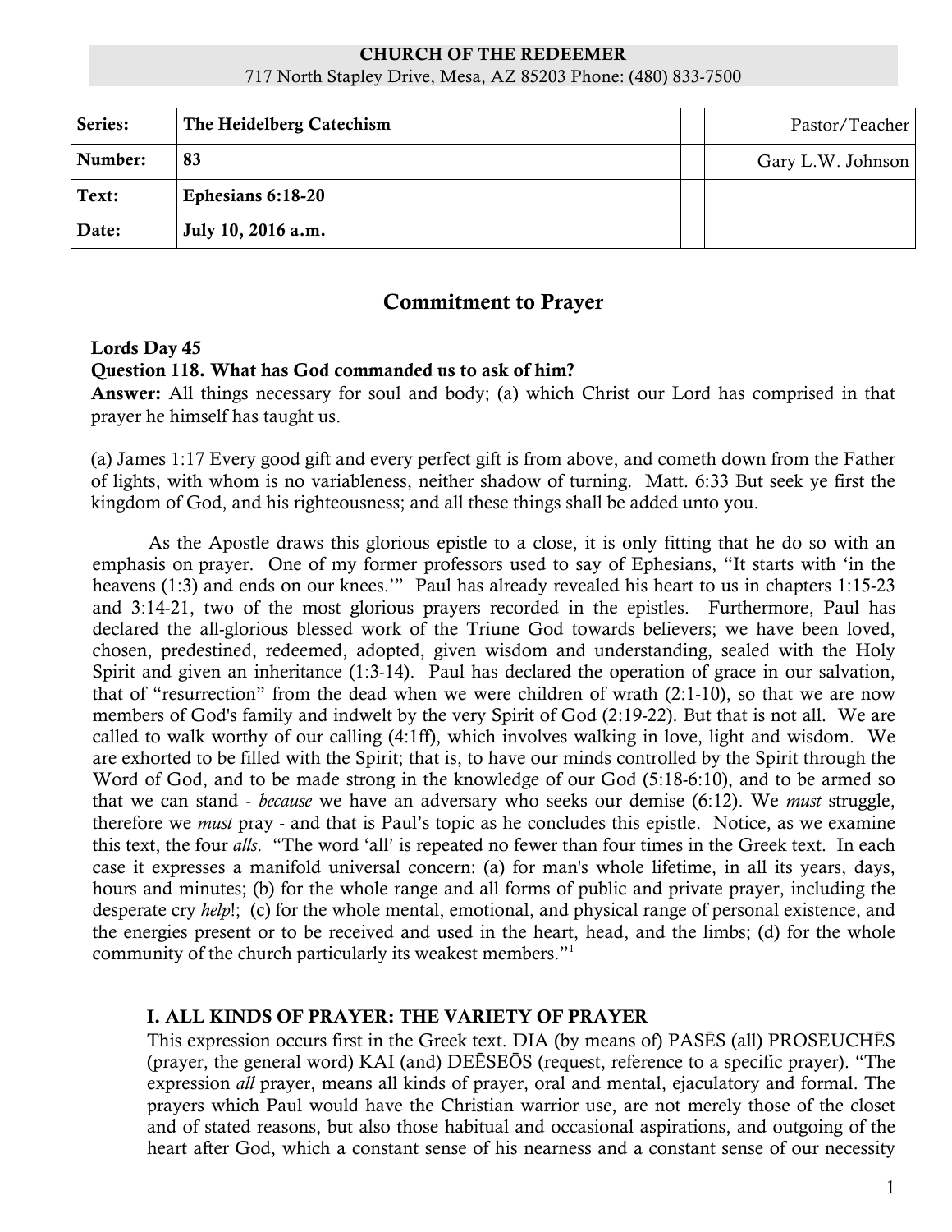**CHURCH OF THE REDEEMER**
717 North Stapley Drive, Mesa, AZ 85203 Phone: (480) 833-7500

| Series: | The Heidelberg Catechism | | Pastor/Teacher |
|---|---|---|---|
| Number: | 83 | | Gary L.W. Johnson |
| Text: | Ephesians 6:18-20 | | |
| Date: | July 10, 2016 a.m. | | |

# Commitment to Prayer

**Lords Day 45**
**Question 118. What has God commanded us to ask of him?**
**Answer:** All things necessary for soul and body; (a) which Christ our Lord has comprised in that prayer he himself has taught us.

(a) James 1:17 Every good gift and every perfect gift is from above, and cometh down from the Father of lights, with whom is no variableness, neither shadow of turning. Matt. 6:33 But seek ye first the kingdom of God, and his righteousness; and all these things shall be added unto you.

As the Apostle draws this glorious epistle to a close, it is only fitting that he do so with an emphasis on prayer. One of my former professors used to say of Ephesians, "It starts with 'in the heavens (1:3) and ends on our knees.'" Paul has already revealed his heart to us in chapters 1:15-23 and 3:14-21, two of the most glorious prayers recorded in the epistles. Furthermore, Paul has declared the all-glorious blessed work of the Triune God towards believers; we have been loved, chosen, predestined, redeemed, adopted, given wisdom and understanding, sealed with the Holy Spirit and given an inheritance (1:3-14). Paul has declared the operation of grace in our salvation, that of "resurrection" from the dead when we were children of wrath (2:1-10), so that we are now members of God's family and indwelt by the very Spirit of God (2:19-22). But that is not all. We are called to walk worthy of our calling (4:1ff), which involves walking in love, light and wisdom. We are exhorted to be filled with the Spirit; that is, to have our minds controlled by the Spirit through the Word of God, and to be made strong in the knowledge of our God (5:18-6:10), and to be armed so that we can stand - *because* we have an adversary who seeks our demise (6:12). We *must* struggle, therefore we *must* pray - and that is Paul's topic as he concludes this epistle. Notice, as we examine this text, the four *alls*. "The word 'all' is repeated no fewer than four times in the Greek text. In each case it expresses a manifold universal concern: (a) for man's whole lifetime, in all its years, days, hours and minutes; (b) for the whole range and all forms of public and private prayer, including the desperate cry *help*!; (c) for the whole mental, emotional, and physical range of personal existence, and the energies present or to be received and used in the heart, head, and the limbs; (d) for the whole community of the church particularly its weakest members."[1]

## I. ALL KINDS OF PRAYER: THE VARIETY OF PRAYER

This expression occurs first in the Greek text. DIA (by means of) PASĒS (all) PROSEUCHĒS (prayer, the general word) KAI (and) DEĒSEŌS (request, reference to a specific prayer). "The expression *all* prayer, means all kinds of prayer, oral and mental, ejaculatory and formal. The prayers which Paul would have the Christian warrior use, are not merely those of the closet and of stated reasons, but also those habitual and occasional aspirations, and outgoing of the heart after God, which a constant sense of his nearness and a constant sense of our necessity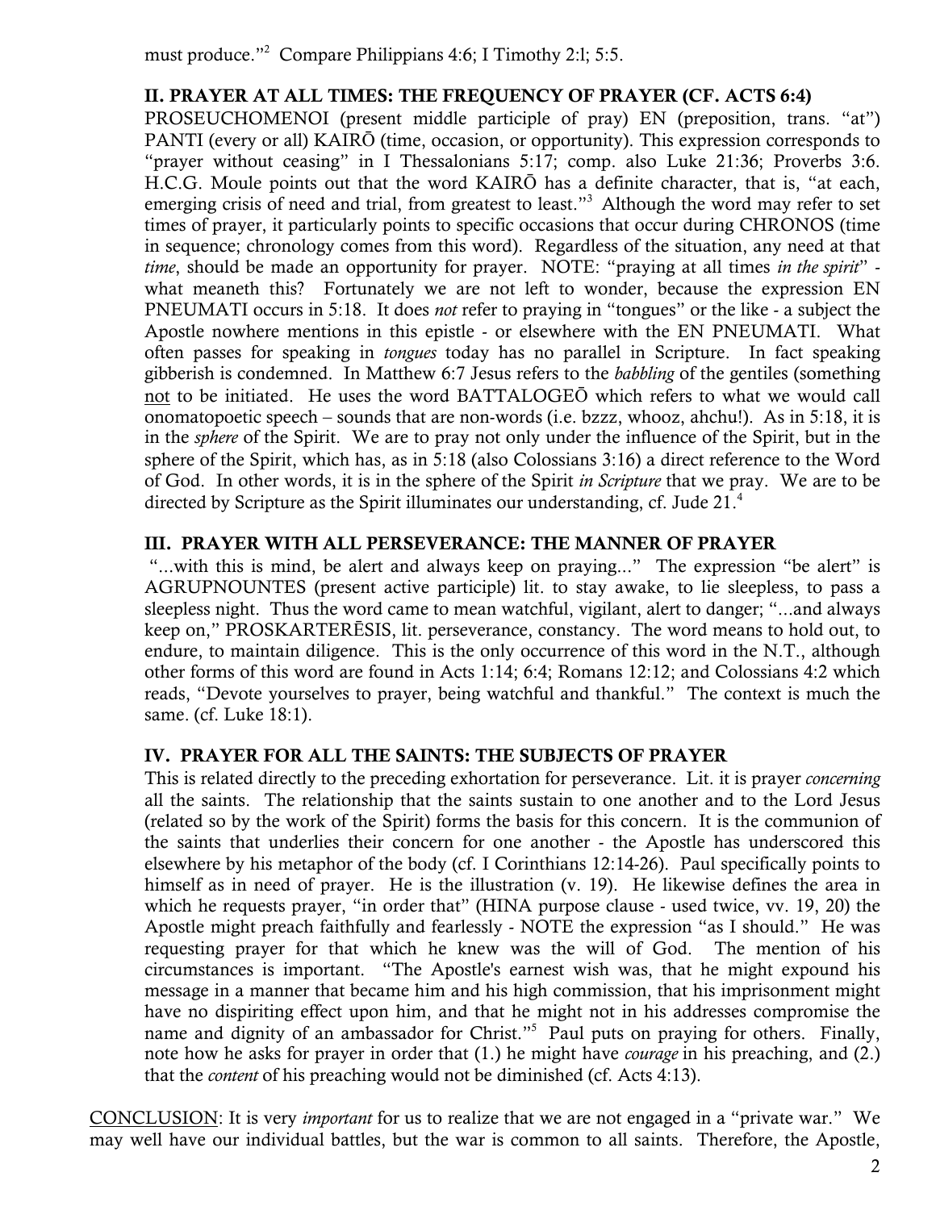must produce."[2] Compare Philippians 4:6; I Timothy 2:l; 5:5.

## II. PRAYER AT ALL TIMES: THE FREQUENCY OF PRAYER (CF. ACTS 6:4)

PROSEUCHOMENOI (present middle participle of pray) EN (preposition, trans. "at") PANTI (every or all) KAIRŌ (time, occasion, or opportunity). This expression corresponds to "prayer without ceasing" in I Thessalonians 5:17; comp. also Luke 21:36; Proverbs 3:6. H.C.G. Moule points out that the word KAIRŌ has a definite character, that is, "at each, emerging crisis of need and trial, from greatest to least."[3] Although the word may refer to set times of prayer, it particularly points to specific occasions that occur during CHRONOS (time in sequence; chronology comes from this word). Regardless of the situation, any need at that *time*, should be made an opportunity for prayer. NOTE: "praying at all times *in the spirit*" - what meaneth this? Fortunately we are not left to wonder, because the expression EN PNEUMATI occurs in 5:18. It does *not* refer to praying in "tongues" or the like - a subject the Apostle nowhere mentions in this epistle - or elsewhere with the EN PNEUMATI. What often passes for speaking in *tongues* today has no parallel in Scripture. In fact speaking gibberish is condemned. In Matthew 6:7 Jesus refers to the *babbling* of the gentiles (something not to be initiated. He uses the word BATTALOGEŌ which refers to what we would call onomatopoetic speech – sounds that are non-words (i.e. bzzz, whooz, ahchu!). As in 5:18, it is in the *sphere* of the Spirit. We are to pray not only under the influence of the Spirit, but in the sphere of the Spirit, which has, as in 5:18 (also Colossians 3:16) a direct reference to the Word of God. In other words, it is in the sphere of the Spirit *in Scripture* that we pray. We are to be directed by Scripture as the Spirit illuminates our understanding, cf. Jude 21.[4]

## III. PRAYER WITH ALL PERSEVERANCE: THE MANNER OF PRAYER

"...with this is mind, be alert and always keep on praying..." The expression "be alert" is AGRUPNOUNTES (present active participle) lit. to stay awake, to lie sleepless, to pass a sleepless night. Thus the word came to mean watchful, vigilant, alert to danger; "...and always keep on," PROSKARTERĒSIS, lit. perseverance, constancy. The word means to hold out, to endure, to maintain diligence. This is the only occurrence of this word in the N.T., although other forms of this word are found in Acts 1:14; 6:4; Romans 12:12; and Colossians 4:2 which reads, "Devote yourselves to prayer, being watchful and thankful." The context is much the same. (cf. Luke 18:1).

## IV. PRAYER FOR ALL THE SAINTS: THE SUBJECTS OF PRAYER

This is related directly to the preceding exhortation for perseverance. Lit. it is prayer *concerning* all the saints. The relationship that the saints sustain to one another and to the Lord Jesus (related so by the work of the Spirit) forms the basis for this concern. It is the communion of the saints that underlies their concern for one another - the Apostle has underscored this elsewhere by his metaphor of the body (cf. I Corinthians 12:14-26). Paul specifically points to himself as in need of prayer. He is the illustration (v. 19). He likewise defines the area in which he requests prayer, "in order that" (HINA purpose clause - used twice, vv. 19, 20) the Apostle might preach faithfully and fearlessly - NOTE the expression "as I should." He was requesting prayer for that which he knew was the will of God. The mention of his circumstances is important. "The Apostle's earnest wish was, that he might expound his message in a manner that became him and his high commission, that his imprisonment might have no dispiriting effect upon him, and that he might not in his addresses compromise the name and dignity of an ambassador for Christ."[5] Paul puts on praying for others. Finally, note how he asks for prayer in order that (1.) he might have *courage* in his preaching, and (2.) that the *content* of his preaching would not be diminished (cf. Acts 4:13).

CONCLUSION: It is very *important* for us to realize that we are not engaged in a "private war." We may well have our individual battles, but the war is common to all saints. Therefore, the Apostle,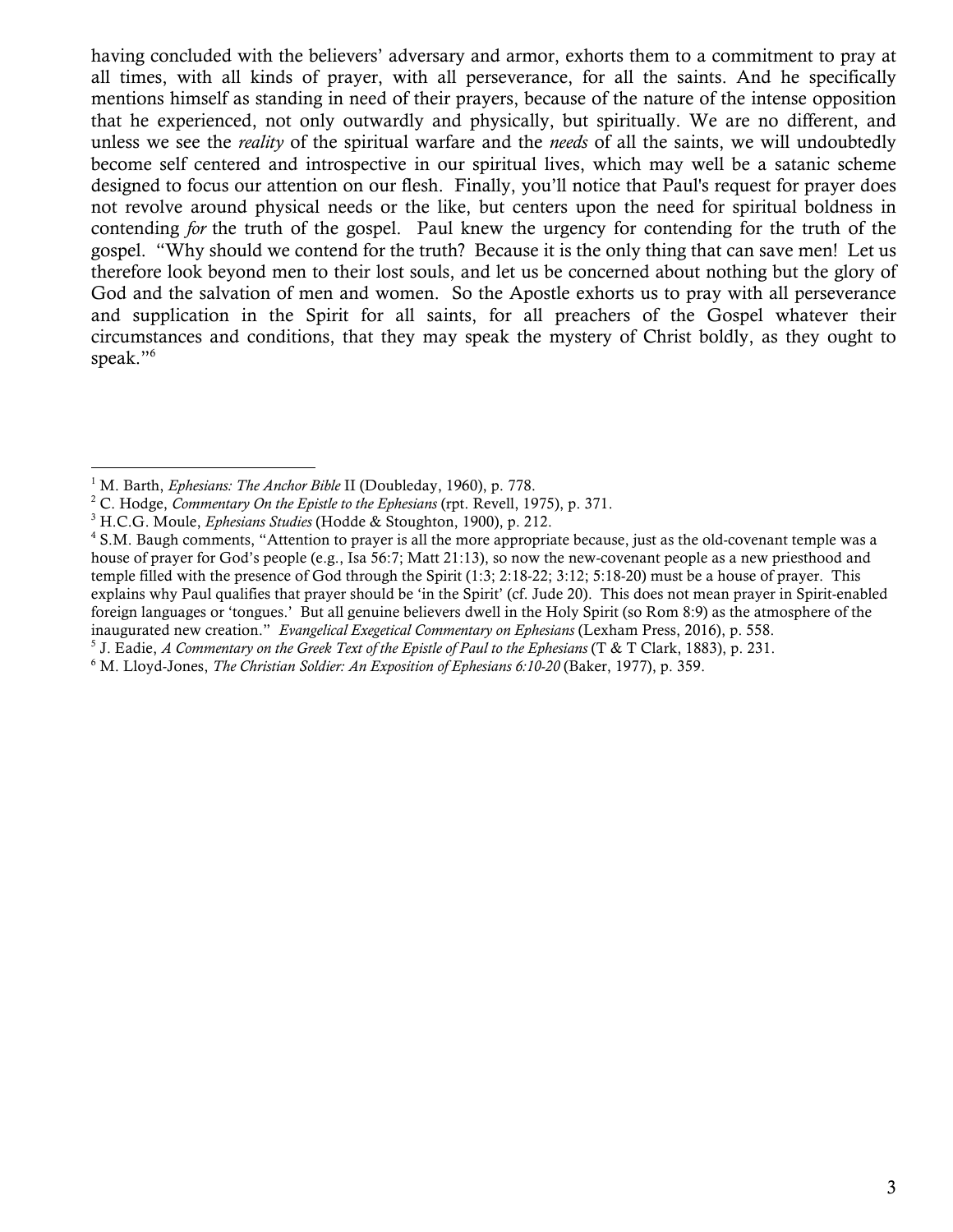having concluded with the believers' adversary and armor, exhorts them to a commitment to pray at all times, with all kinds of prayer, with all perseverance, for all the saints. And he specifically mentions himself as standing in need of their prayers, because of the nature of the intense opposition that he experienced, not only outwardly and physically, but spiritually. We are no different, and unless we see the *reality* of the spiritual warfare and the *needs* of all the saints, we will undoubtedly become self centered and introspective in our spiritual lives, which may well be a satanic scheme designed to focus our attention on our flesh. Finally, you'll notice that Paul's request for prayer does not revolve around physical needs or the like, but centers upon the need for spiritual boldness in contending *for* the truth of the gospel. Paul knew the urgency for contending for the truth of the gospel. "Why should we contend for the truth? Because it is the only thing that can save men! Let us therefore look beyond men to their lost souls, and let us be concerned about nothing but the glory of God and the salvation of men and women. So the Apostle exhorts us to pray with all perseverance and supplication in the Spirit for all saints, for all preachers of the Gospel whatever their circumstances and conditions, that they may speak the mystery of Christ boldly, as they ought to speak."[6]

---

[1] M. Barth, *Ephesians: The Anchor Bible* II (Doubleday, 1960), p. 778.

[2] C. Hodge, *Commentary On the Epistle to the Ephesians* (rpt. Revell, 1975), p. 371.

[3] H.C.G. Moule, *Ephesians Studies* (Hodde & Stoughton, 1900), p. 212.

[4] S.M. Baugh comments, "Attention to prayer is all the more appropriate because, just as the old-covenant temple was a house of prayer for God's people (e.g., Isa 56:7; Matt 21:13), so now the new-covenant people as a new priesthood and temple filled with the presence of God through the Spirit (1:3; 2:18-22; 3:12; 5:18-20) must be a house of prayer. This explains why Paul qualifies that prayer should be 'in the Spirit' (cf. Jude 20). This does not mean prayer in Spirit-enabled foreign languages or 'tongues.' But all genuine believers dwell in the Holy Spirit (so Rom 8:9) as the atmosphere of the inaugurated new creation." *Evangelical Exegetical Commentary on Ephesians* (Lexham Press, 2016), p. 558.

[5] J. Eadie, *A Commentary on the Greek Text of the Epistle of Paul to the Ephesians* (T & T Clark, 1883), p. 231.

[6] M. Lloyd-Jones, *The Christian Soldier: An Exposition of Ephesians 6:10-20* (Baker, 1977), p. 359.